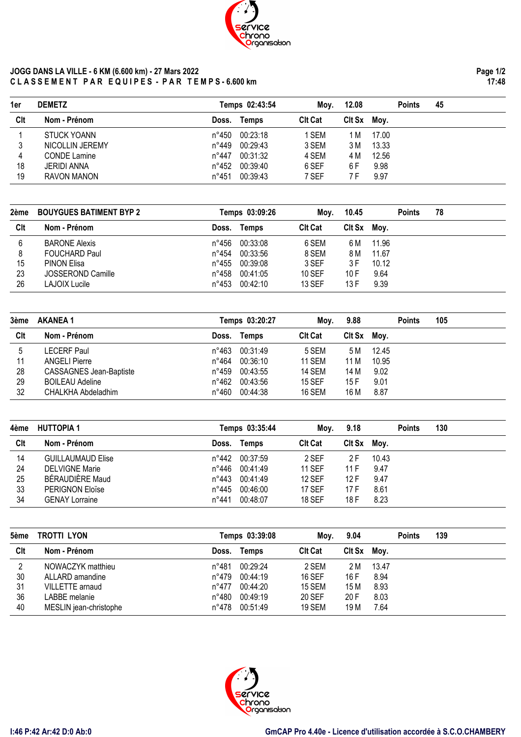# JOGG DANS LA VILLE - 6 KM (6.600 km) - 27 Mars 2022

## CLASSEMENT PAR EQUIPES - PAR TEMPS - 6.600 km

| 1er | DEMETZ | | Temps 02:43:54 | | Moy. 12.08 | | Points 45 |
|---|---|---|---|---|---|---|---|
| **Clt** | **Nom - Prénom** | **Doss.** | **Temps** | **Clt Cat** | **Clt Sx** | **Moy.** | |
| 1 | STUCK YOANN | n°450 | 00:23:18 | 1 SEM | 1 M | 17.00 | |
| 3 | NICOLLIN JEREMY | n°449 | 00:29:43 | 3 SEM | 3 M | 13.33 | |
| 4 | CONDE Lamine | n°447 | 00:31:32 | 4 SEM | 4 M | 12.56 | |
| 18 | JERIDI ANNA | n°452 | 00:39:40 | 6 SEF | 6 F | 9.98 | |
| 19 | RAVON MANON | n°451 | 00:39:43 | 7 SEF | 7 F | 9.97 | |

| 2ème | BOUYGUES BATIMENT BYP 2 | | Temps 03:09:26 | | Moy. 10.45 | | Points 78 |
|---|---|---|---|---|---|---|---|
| **Clt** | **Nom - Prénom** | **Doss.** | **Temps** | **Clt Cat** | **Clt Sx** | **Moy.** | |
| 6 | BARONE Alexis | n°456 | 00:33:08 | 6 SEM | 6 M | 11.96 | |
| 8 | FOUCHARD Paul | n°454 | 00:33:56 | 8 SEM | 8 M | 11.67 | |
| 15 | PINON Elisa | n°455 | 00:39:08 | 3 SEF | 3 F | 10.12 | |
| 23 | JOSSEROND Camille | n°458 | 00:41:05 | 10 SEF | 10 F | 9.64 | |
| 26 | LAJOIX Lucile | n°453 | 00:42:10 | 13 SEF | 13 F | 9.39 | |

| 3ème | AKANEA 1 | | Temps 03:20:27 | | Moy. 9.88 | | Points 105 |
|---|---|---|---|---|---|---|---|
| **Clt** | **Nom - Prénom** | **Doss.** | **Temps** | **Clt Cat** | **Clt Sx** | **Moy.** | |
| 5 | LECERF Paul | n°463 | 00:31:49 | 5 SEM | 5 M | 12.45 | |
| 11 | ANGELI Pierre | n°464 | 00:36:10 | 11 SEM | 11 M | 10.95 | |
| 28 | CASSAGNES Jean-Baptiste | n°459 | 00:43:55 | 14 SEM | 14 M | 9.02 | |
| 29 | BOILEAU Adeline | n°462 | 00:43:56 | 15 SEF | 15 F | 9.01 | |
| 32 | CHALKHA Abdeladhim | n°460 | 00:44:38 | 16 SEM | 16 M | 8.87 | |

| 4ème | HUTTOPIA 1 | | Temps 03:35:44 | | Moy. 9.18 | | Points 130 |
|---|---|---|---|---|---|---|---|
| **Clt** | **Nom - Prénom** | **Doss.** | **Temps** | **Clt Cat** | **Clt Sx** | **Moy.** | |
| 14 | GUILLAUMAUD Elise | n°442 | 00:37:59 | 2 SEF | 2 F | 10.43 | |
| 24 | DELVIGNE Marie | n°446 | 00:41:49 | 11 SEF | 11 F | 9.47 | |
| 25 | BÉRAUDIÈRE Maud | n°443 | 00:41:49 | 12 SEF | 12 F | 9.47 | |
| 33 | PERIGNON Eloïse | n°445 | 00:46:00 | 17 SEF | 17 F | 8.61 | |
| 34 | GENAY Lorraine | n°441 | 00:48:07 | 18 SEF | 18 F | 8.23 | |

| 5ème | TROTTI LYON | | Temps 03:39:08 | | Moy. 9.04 | | Points 139 |
|---|---|---|---|---|---|---|---|
| **Clt** | **Nom - Prénom** | **Doss.** | **Temps** | **Clt Cat** | **Clt Sx** | **Moy.** | |
| 2 | NOWACZYK matthieu | n°481 | 00:29:24 | 2 SEM | 2 M | 13.47 | |
| 30 | ALLARD amandine | n°479 | 00:44:19 | 16 SEF | 16 F | 8.94 | |
| 31 | VILLETTE arnaud | n°477 | 00:44:20 | 15 SEM | 15 M | 8.93 | |
| 36 | LABBE melanie | n°480 | 00:49:19 | 20 SEF | 20 F | 8.03 | |
| 40 | MESLIN jean-christophe | n°478 | 00:51:49 | 19 SEM | 19 M | 7.64 | |

I:46 P:42 Ar:42 D:0 Ab:0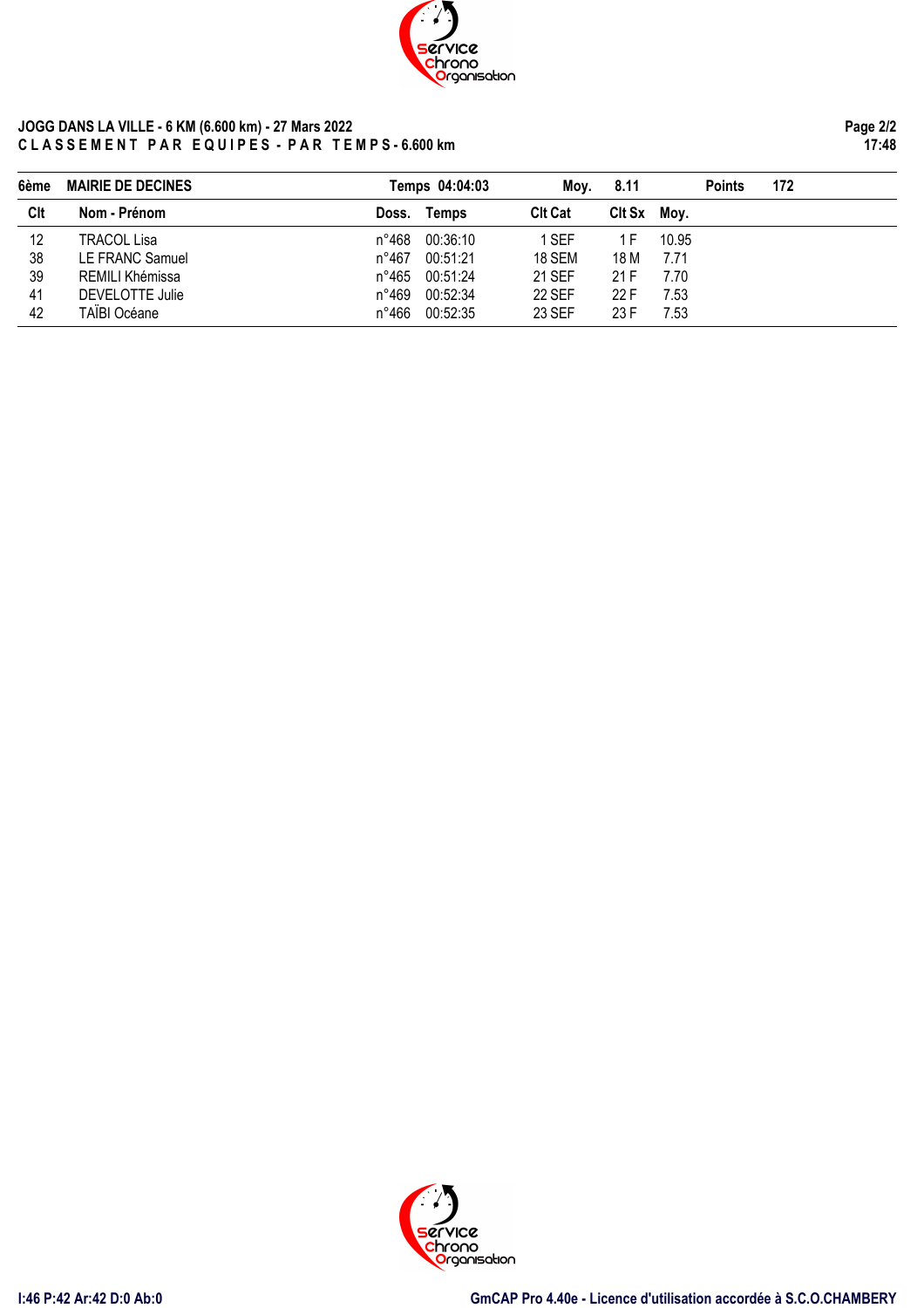**JOGG DANS LA VILLE - 6 KM (6.600 km) - 27 Mars 2022**
**CLASSEMENT PAR EQUIPES - PAR TEMPS - 6.600 km**

**6ème MAIRIE DE DECINES** — **Temps** 04:04:03 — **Moy.** 8.11 — **Points** 172

| Clt | Nom - Prénom | Doss. | Temps | Clt Cat | Clt Sx | Moy. |
|---|---|---|---|---|---|---|
| 12 | TRACOL Lisa | n°468 | 00:36:10 | 1 SEF | 1 F | 10.95 |
| 38 | LE FRANC Samuel | n°467 | 00:51:21 | 18 SEM | 18 M | 7.71 |
| 39 | REMILI Khémissa | n°465 | 00:51:24 | 21 SEF | 21 F | 7.70 |
| 41 | DEVELOTTE Julie | n°469 | 00:52:34 | 22 SEF | 22 F | 7.53 |
| 42 | TAÏBI Océane | n°466 | 00:52:35 | 23 SEF | 23 F | 7.53 |

I:46 P:42 Ar:42 D:0 Ab:0

GmCAP Pro 4.40e - Licence d'utilisation accordée à S.C.O.CHAMBERY